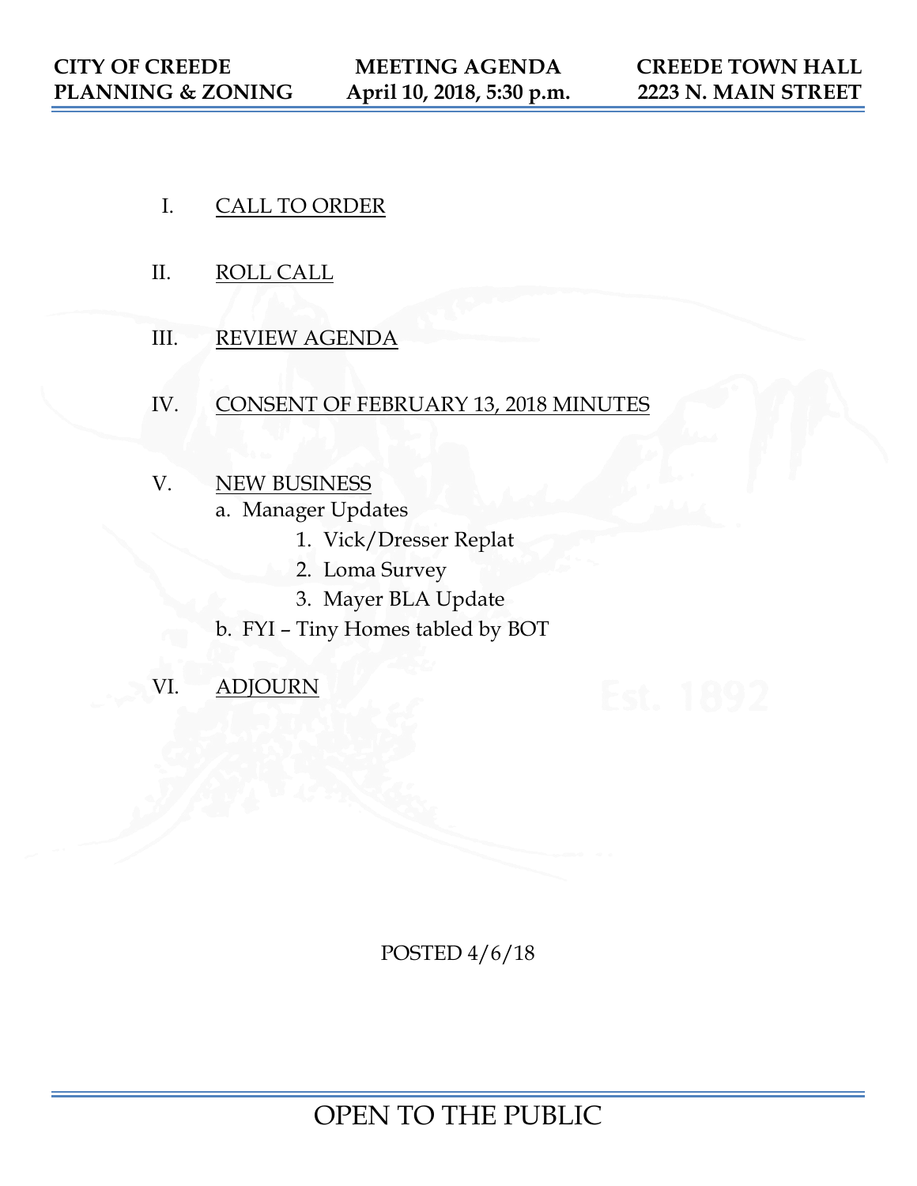| CITY OF CREEDE PLANNING & ZONING | MEETING AGENDA April 10, 2018, 5:30 p.m. | CREEDE TOWN HALL 2223 N. MAIN STREET |
|---|---|---|

I. CALL TO ORDER

II. ROLL CALL

III. REVIEW AGENDA

IV. CONSENT OF FEBRUARY 13, 2018 MINUTES

V. NEW BUSINESS
   - a. Manager Updates
     1. Vick/Dresser Replat
     2. Loma Survey
     3. Mayer BLA Update
   - b. FYI – Tiny Homes tabled by BOT

VI. ADJOURN

POSTED 4/6/18

OPEN TO THE PUBLIC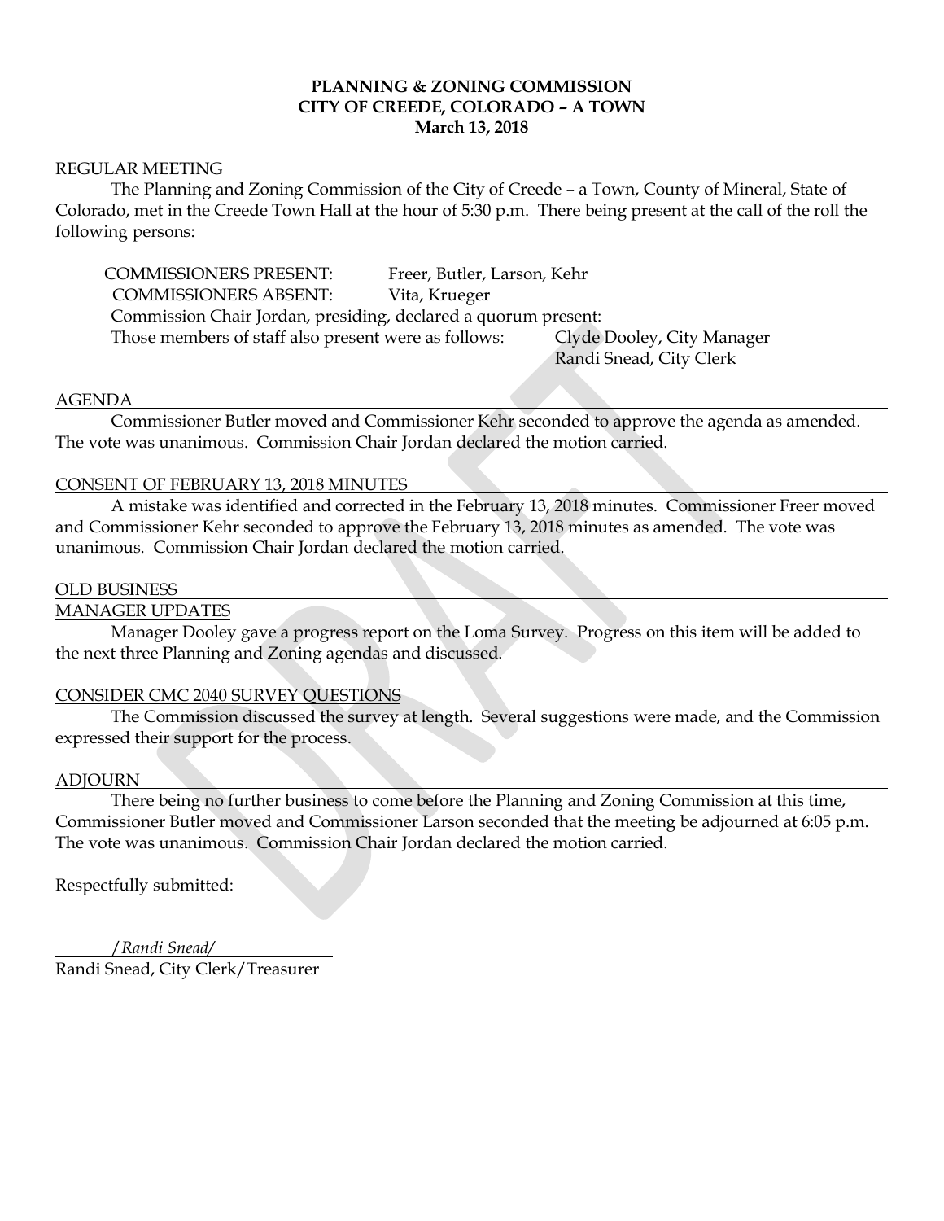**PLANNING & ZONING COMMISSION**
**CITY OF CREEDE, COLORADO – A TOWN**
**March 13, 2018**

REGULAR MEETING

The Planning and Zoning Commission of the City of Creede – a Town, County of Mineral, State of Colorado, met in the Creede Town Hall at the hour of 5:30 p.m. There being present at the call of the roll the following persons:

COMMISSIONERS PRESENT: Freer, Butler, Larson, Kehr
COMMISSIONERS ABSENT: Vita, Krueger
Commission Chair Jordan, presiding, declared a quorum present:
Those members of staff also present were as follows: Clyde Dooley, City Manager
Randi Snead, City Clerk

AGENDA

Commissioner Butler moved and Commissioner Kehr seconded to approve the agenda as amended. The vote was unanimous. Commission Chair Jordan declared the motion carried.

CONSENT OF FEBRUARY 13, 2018 MINUTES

A mistake was identified and corrected in the February 13, 2018 minutes. Commissioner Freer moved and Commissioner Kehr seconded to approve the February 13, 2018 minutes as amended. The vote was unanimous. Commission Chair Jordan declared the motion carried.

OLD BUSINESS

MANAGER UPDATES

Manager Dooley gave a progress report on the Loma Survey. Progress on this item will be added to the next three Planning and Zoning agendas and discussed.

CONSIDER CMC 2040 SURVEY QUESTIONS

The Commission discussed the survey at length. Several suggestions were made, and the Commission expressed their support for the process.

ADJOURN

There being no further business to come before the Planning and Zoning Commission at this time, Commissioner Butler moved and Commissioner Larson seconded that the meeting be adjourned at 6:05 p.m. The vote was unanimous. Commission Chair Jordan declared the motion carried.

Respectfully submitted:

*/Randi Snead/*
Randi Snead, City Clerk/Treasurer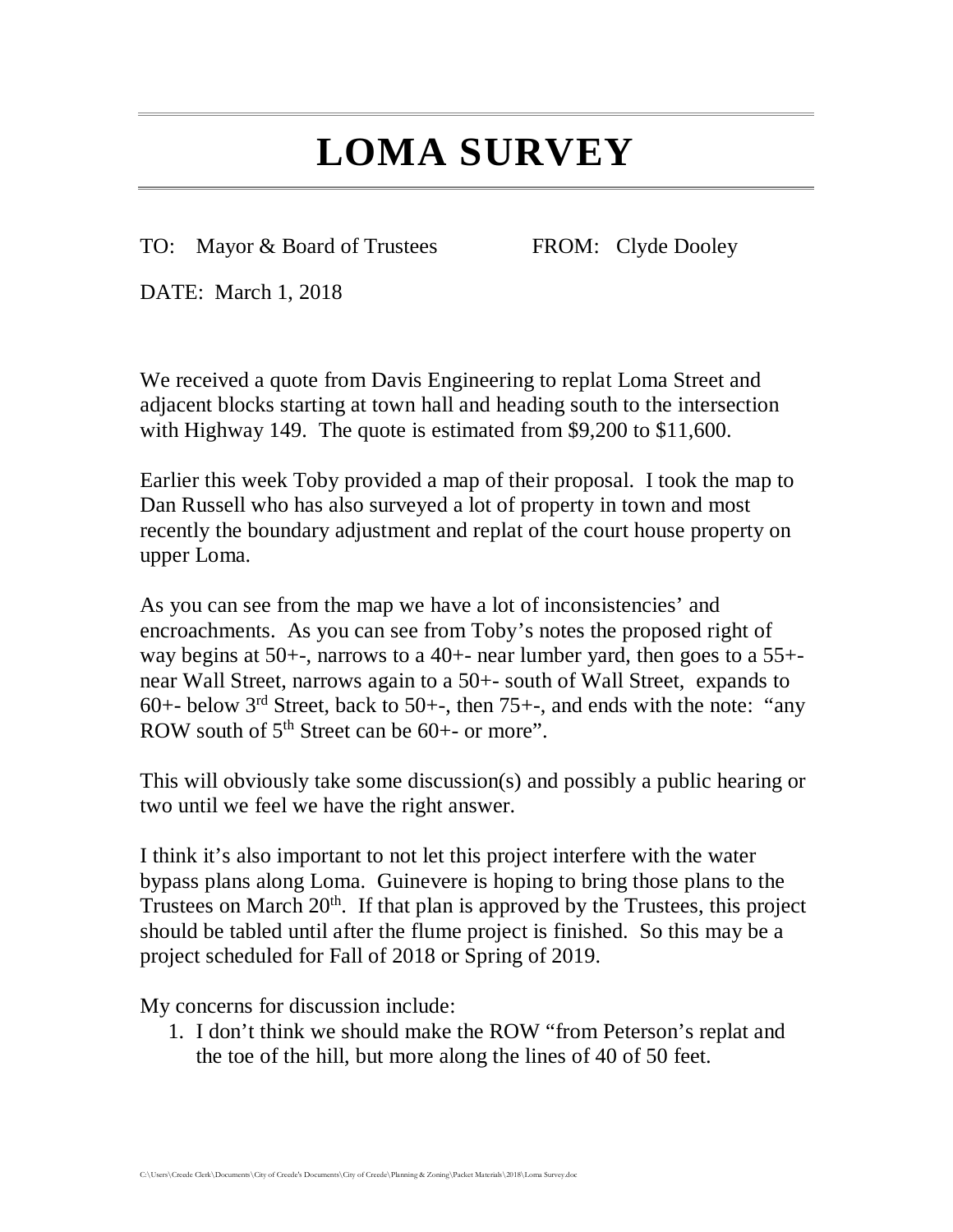# LOMA SURVEY

TO: Mayor & Board of Trustees FROM: Clyde Dooley

DATE: March 1, 2018

We received a quote from Davis Engineering to replat Loma Street and adjacent blocks starting at town hall and heading south to the intersection with Highway 149. The quote is estimated from $9,200 to $11,600.

Earlier this week Toby provided a map of their proposal. I took the map to Dan Russell who has also surveyed a lot of property in town and most recently the boundary adjustment and replat of the court house property on upper Loma.

As you can see from the map we have a lot of inconsistencies' and encroachments. As you can see from Toby's notes the proposed right of way begins at 50+-, narrows to a 40+- near lumber yard, then goes to a 55+- near Wall Street, narrows again to a 50+- south of Wall Street, expands to 60+- below 3rd Street, back to 50+-, then 75+-, and ends with the note: "any ROW south of 5th Street can be 60+- or more".

This will obviously take some discussion(s) and possibly a public hearing or two until we feel we have the right answer.

I think it's also important to not let this project interfere with the water bypass plans along Loma. Guinevere is hoping to bring those plans to the Trustees on March 20th. If that plan is approved by the Trustees, this project should be tabled until after the flume project is finished. So this may be a project scheduled for Fall of 2018 or Spring of 2019.

My concerns for discussion include:

1. I don't think we should make the ROW "from Peterson's replat and the toe of the hill, but more along the lines of 40 of 50 feet.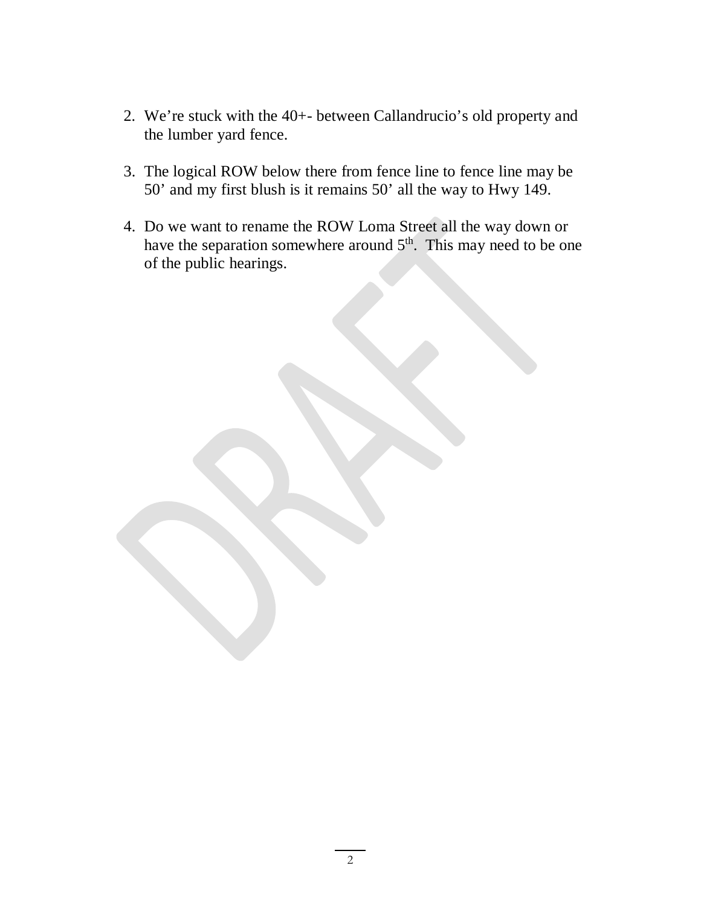2. We’re stuck with the 40+- between Callandrucio’s old property and the lumber yard fence.

3. The logical ROW below there from fence line to fence line may be 50’ and my first blush is it remains 50’ all the way to Hwy 149.

4. Do we want to rename the ROW Loma Street all the way down or have the separation somewhere around 5th. This may need to be one of the public hearings.